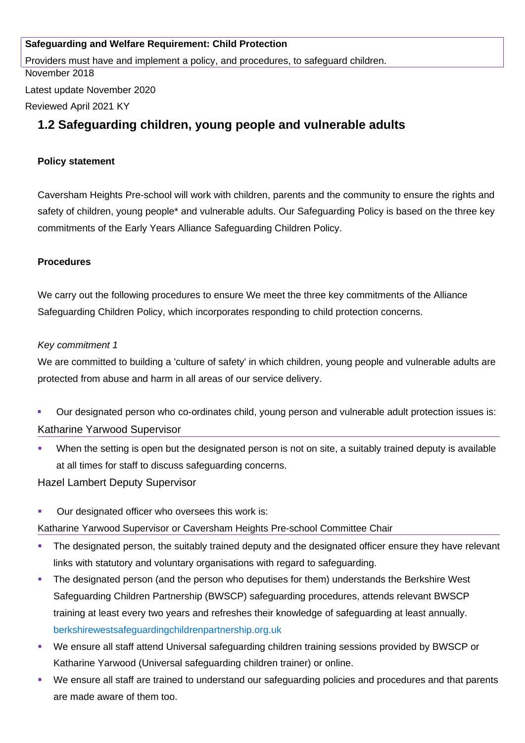**Safeguarding and Welfare Requirement: Child Protection**

Providers must have and implement a policy, and procedures, to safeguard children.

November 2018

Latest update November 2020

Reviewed April 2021 KY

# 1.2 Safeguarding children, young people and vulnerable adults

**Policy statement**

Caversham Heights Pre-school will work with children, parents and the community to ensure the rights and safety of children, young people* and vulnerable adults. Our Safeguarding Policy is based on the three key commitments of the Early Years Alliance Safeguarding Children Policy.

**Procedures**

We carry out the following procedures to ensure We meet the three key commitments of the Alliance Safeguarding Children Policy, which incorporates responding to child protection concerns.

*Key commitment 1*

We are committed to building a 'culture of safety' in which children, young people and vulnerable adults are protected from abuse and harm in all areas of our service delivery.

- Our designated person who co-ordinates child, young person and vulnerable adult protection issues is:

Katharine Yarwood Supervisor

- When the setting is open but the designated person is not on site, a suitably trained deputy is available at all times for staff to discuss safeguarding concerns.

Hazel Lambert Deputy Supervisor

- Our designated officer who oversees this work is:

Katharine Yarwood Supervisor or Caversham Heights Pre-school Committee Chair

- The designated person, the suitably trained deputy and the designated officer ensure they have relevant links with statutory and voluntary organisations with regard to safeguarding.
- The designated person (and the person who deputises for them) understands the Berkshire West Safeguarding Children Partnership (BWSCP) safeguarding procedures, attends relevant BWSCP training at least every two years and refreshes their knowledge of safeguarding at least annually. berkshirewestsafeguardingchildrenpartnership.org.uk
- We ensure all staff attend Universal safeguarding children training sessions provided by BWSCP or Katharine Yarwood (Universal safeguarding children trainer) or online.
- We ensure all staff are trained to understand our safeguarding policies and procedures and that parents are made aware of them too.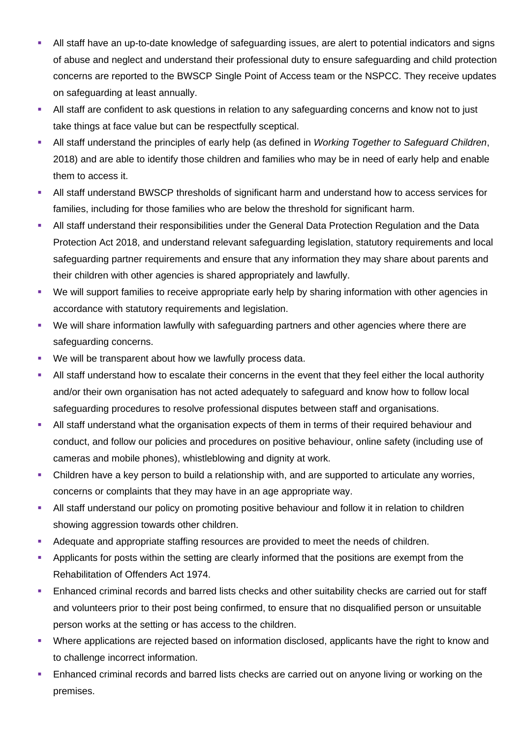- All staff have an up-to-date knowledge of safeguarding issues, are alert to potential indicators and signs of abuse and neglect and understand their professional duty to ensure safeguarding and child protection concerns are reported to the BWSCP Single Point of Access team or the NSPCC. They receive updates on safeguarding at least annually.
- All staff are confident to ask questions in relation to any safeguarding concerns and know not to just take things at face value but can be respectfully sceptical.
- All staff understand the principles of early help (as defined in *Working Together to Safeguard Children*, 2018) and are able to identify those children and families who may be in need of early help and enable them to access it.
- All staff understand BWSCP thresholds of significant harm and understand how to access services for families, including for those families who are below the threshold for significant harm.
- All staff understand their responsibilities under the General Data Protection Regulation and the Data Protection Act 2018, and understand relevant safeguarding legislation, statutory requirements and local safeguarding partner requirements and ensure that any information they may share about parents and their children with other agencies is shared appropriately and lawfully.
- We will support families to receive appropriate early help by sharing information with other agencies in accordance with statutory requirements and legislation.
- We will share information lawfully with safeguarding partners and other agencies where there are safeguarding concerns.
- We will be transparent about how we lawfully process data.
- All staff understand how to escalate their concerns in the event that they feel either the local authority and/or their own organisation has not acted adequately to safeguard and know how to follow local safeguarding procedures to resolve professional disputes between staff and organisations.
- All staff understand what the organisation expects of them in terms of their required behaviour and conduct, and follow our policies and procedures on positive behaviour, online safety (including use of cameras and mobile phones), whistleblowing and dignity at work.
- Children have a key person to build a relationship with, and are supported to articulate any worries, concerns or complaints that they may have in an age appropriate way.
- All staff understand our policy on promoting positive behaviour and follow it in relation to children showing aggression towards other children.
- Adequate and appropriate staffing resources are provided to meet the needs of children.
- Applicants for posts within the setting are clearly informed that the positions are exempt from the Rehabilitation of Offenders Act 1974.
- Enhanced criminal records and barred lists checks and other suitability checks are carried out for staff and volunteers prior to their post being confirmed, to ensure that no disqualified person or unsuitable person works at the setting or has access to the children.
- Where applications are rejected based on information disclosed, applicants have the right to know and to challenge incorrect information.
- Enhanced criminal records and barred lists checks are carried out on anyone living or working on the premises.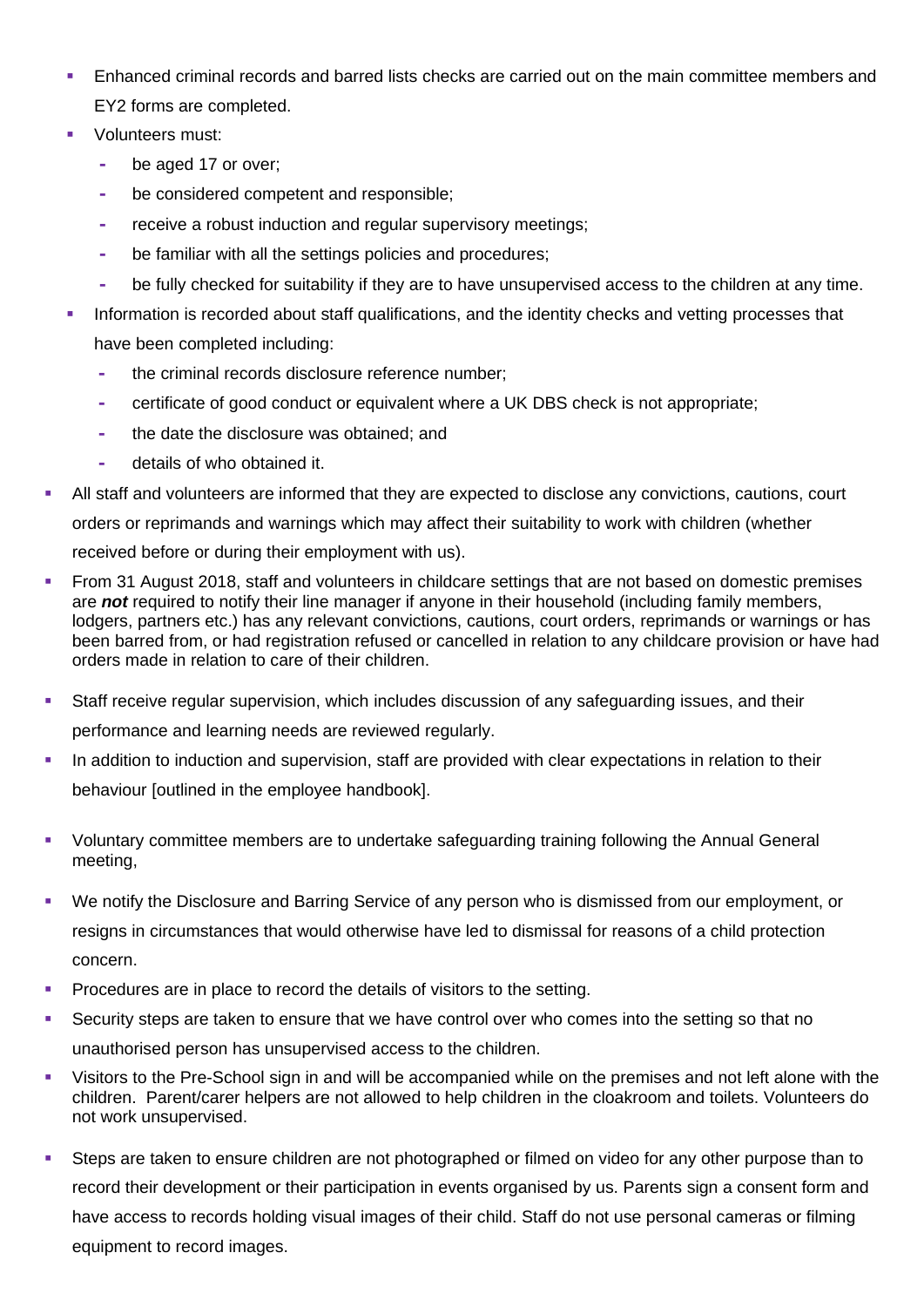- Enhanced criminal records and barred lists checks are carried out on the main committee members and EY2 forms are completed.
  - Volunteers must:
    - be aged 17 or over;
    - be considered competent and responsible;
    - receive a robust induction and regular supervisory meetings;
    - be familiar with all the settings policies and procedures;
    - be fully checked for suitability if they are to have unsupervised access to the children at any time.
  - Information is recorded about staff qualifications, and the identity checks and vetting processes that have been completed including:
    - the criminal records disclosure reference number;
    - certificate of good conduct or equivalent where a UK DBS check is not appropriate;
    - the date the disclosure was obtained; and
    - details of who obtained it.
- All staff and volunteers are informed that they are expected to disclose any convictions, cautions, court orders or reprimands and warnings which may affect their suitability to work with children (whether received before or during their employment with us).
- From 31 August 2018, staff and volunteers in childcare settings that are not based on domestic premises are ***not*** required to notify their line manager if anyone in their household (including family members, lodgers, partners etc.) has any relevant convictions, cautions, court orders, reprimands or warnings or has been barred from, or had registration refused or cancelled in relation to any childcare provision or have had orders made in relation to care of their children.
- Staff receive regular supervision, which includes discussion of any safeguarding issues, and their performance and learning needs are reviewed regularly.
- In addition to induction and supervision, staff are provided with clear expectations in relation to their behaviour [outlined in the employee handbook].
- Voluntary committee members are to undertake safeguarding training following the Annual General meeting,
- We notify the Disclosure and Barring Service of any person who is dismissed from our employment, or resigns in circumstances that would otherwise have led to dismissal for reasons of a child protection concern.
- Procedures are in place to record the details of visitors to the setting.
- Security steps are taken to ensure that we have control over who comes into the setting so that no unauthorised person has unsupervised access to the children.
- Visitors to the Pre-School sign in and will be accompanied while on the premises and not left alone with the children. Parent/carer helpers are not allowed to help children in the cloakroom and toilets. Volunteers do not work unsupervised.
- Steps are taken to ensure children are not photographed or filmed on video for any other purpose than to record their development or their participation in events organised by us. Parents sign a consent form and have access to records holding visual images of their child. Staff do not use personal cameras or filming equipment to record images.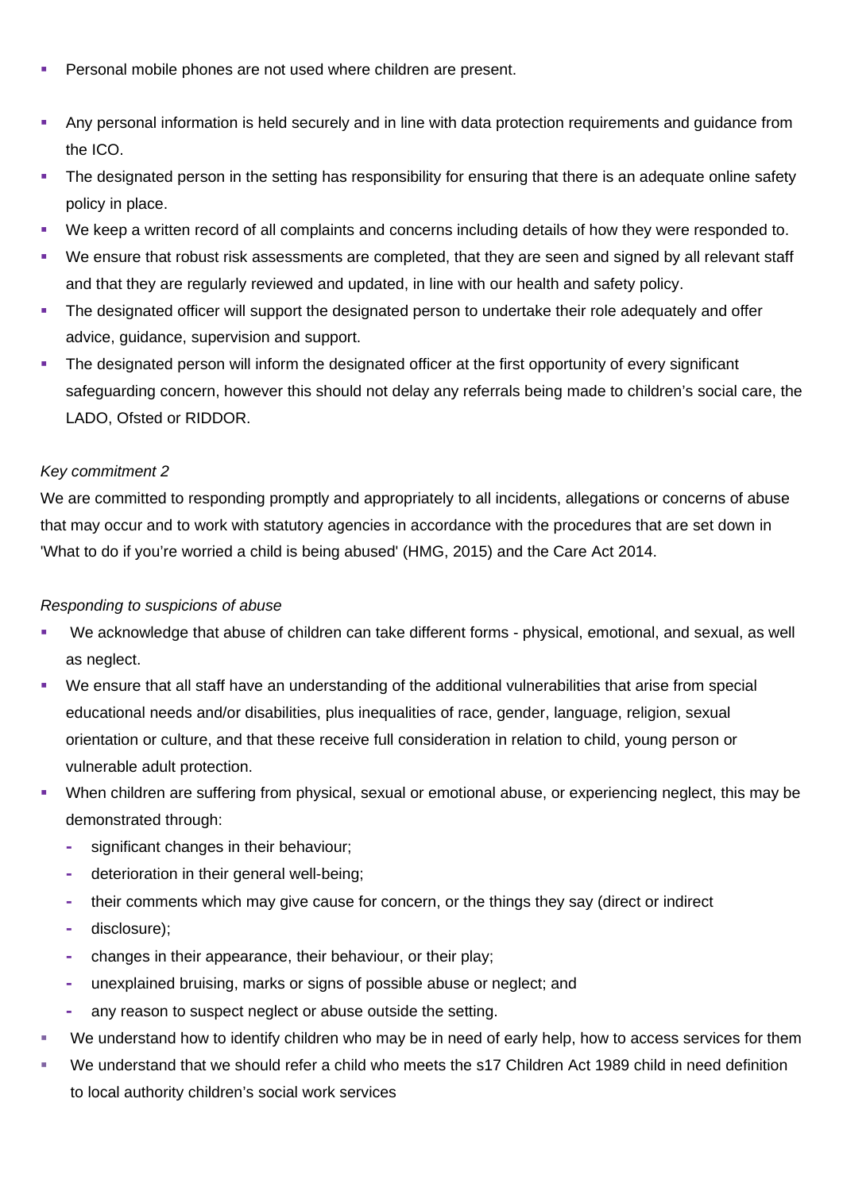- Personal mobile phones are not used where children are present.
- Any personal information is held securely and in line with data protection requirements and guidance from the ICO.
- The designated person in the setting has responsibility for ensuring that there is an adequate online safety policy in place.
- We keep a written record of all complaints and concerns including details of how they were responded to.
- We ensure that robust risk assessments are completed, that they are seen and signed by all relevant staff and that they are regularly reviewed and updated, in line with our health and safety policy.
- The designated officer will support the designated person to undertake their role adequately and offer advice, guidance, supervision and support.
- The designated person will inform the designated officer at the first opportunity of every significant safeguarding concern, however this should not delay any referrals being made to children's social care, the LADO, Ofsted or RIDDOR.

*Key commitment 2*

We are committed to responding promptly and appropriately to all incidents, allegations or concerns of abuse that may occur and to work with statutory agencies in accordance with the procedures that are set down in 'What to do if you're worried a child is being abused' (HMG, 2015) and the Care Act 2014.

*Responding to suspicions of abuse*

- We acknowledge that abuse of children can take different forms - physical, emotional, and sexual, as well as neglect.
- We ensure that all staff have an understanding of the additional vulnerabilities that arise from special educational needs and/or disabilities, plus inequalities of race, gender, language, religion, sexual orientation or culture, and that these receive full consideration in relation to child, young person or vulnerable adult protection.
- When children are suffering from physical, sexual or emotional abuse, or experiencing neglect, this may be demonstrated through:
  - significant changes in their behaviour;
  - deterioration in their general well-being;
  - their comments which may give cause for concern, or the things they say (direct or indirect
  - disclosure);
  - changes in their appearance, their behaviour, or their play;
  - unexplained bruising, marks or signs of possible abuse or neglect; and
  - any reason to suspect neglect or abuse outside the setting.
- We understand how to identify children who may be in need of early help, how to access services for them
- We understand that we should refer a child who meets the s17 Children Act 1989 child in need definition to local authority children's social work services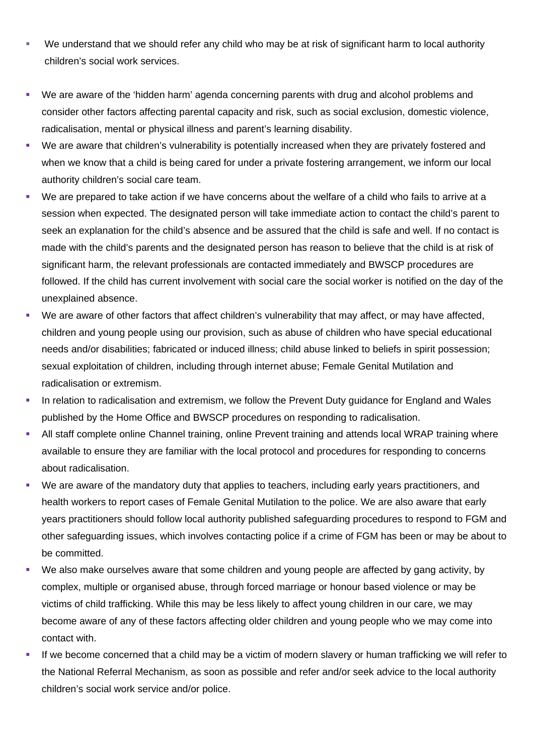- We understand that we should refer any child who may be at risk of significant harm to local authority children's social work services.

- We are aware of the 'hidden harm' agenda concerning parents with drug and alcohol problems and consider other factors affecting parental capacity and risk, such as social exclusion, domestic violence, radicalisation, mental or physical illness and parent's learning disability.
- We are aware that children's vulnerability is potentially increased when they are privately fostered and when we know that a child is being cared for under a private fostering arrangement, we inform our local authority children's social care team.
- We are prepared to take action if we have concerns about the welfare of a child who fails to arrive at a session when expected. The designated person will take immediate action to contact the child's parent to seek an explanation for the child's absence and be assured that the child is safe and well. If no contact is made with the child's parents and the designated person has reason to believe that the child is at risk of significant harm, the relevant professionals are contacted immediately and BWSCP procedures are followed. If the child has current involvement with social care the social worker is notified on the day of the unexplained absence.
- We are aware of other factors that affect children's vulnerability that may affect, or may have affected, children and young people using our provision, such as abuse of children who have special educational needs and/or disabilities; fabricated or induced illness; child abuse linked to beliefs in spirit possession; sexual exploitation of children, including through internet abuse; Female Genital Mutilation and radicalisation or extremism.
- In relation to radicalisation and extremism, we follow the Prevent Duty guidance for England and Wales published by the Home Office and BWSCP procedures on responding to radicalisation.
- All staff complete online Channel training, online Prevent training and attends local WRAP training where available to ensure they are familiar with the local protocol and procedures for responding to concerns about radicalisation.
- We are aware of the mandatory duty that applies to teachers, including early years practitioners, and health workers to report cases of Female Genital Mutilation to the police. We are also aware that early years practitioners should follow local authority published safeguarding procedures to respond to FGM and other safeguarding issues, which involves contacting police if a crime of FGM has been or may be about to be committed.
- We also make ourselves aware that some children and young people are affected by gang activity, by complex, multiple or organised abuse, through forced marriage or honour based violence or may be victims of child trafficking. While this may be less likely to affect young children in our care, we may become aware of any of these factors affecting older children and young people who we may come into contact with.
- If we become concerned that a child may be a victim of modern slavery or human trafficking we will refer to the National Referral Mechanism, as soon as possible and refer and/or seek advice to the local authority children's social work service and/or police.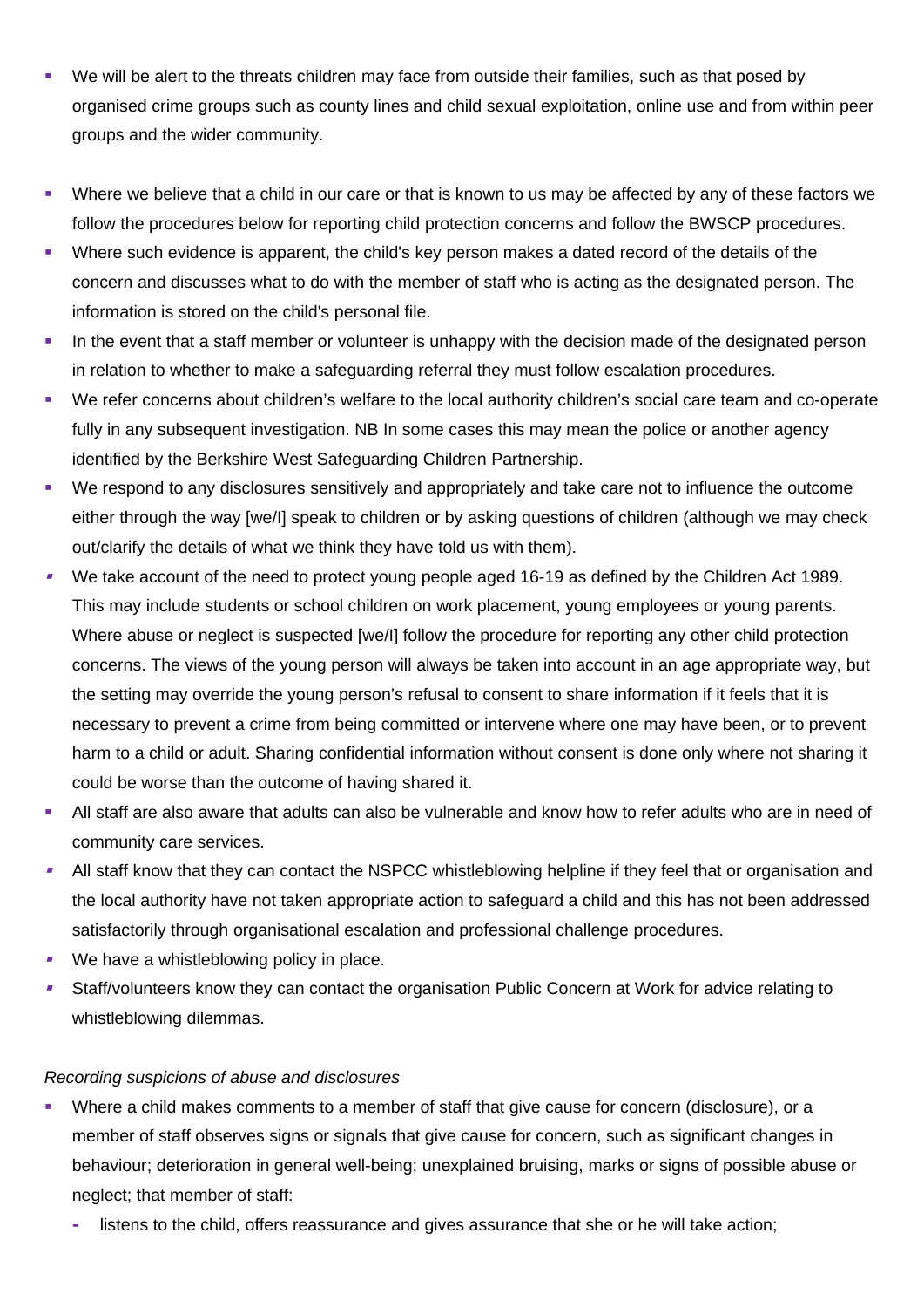- We will be alert to the threats children may face from outside their families, such as that posed by organised crime groups such as county lines and child sexual exploitation, online use and from within peer groups and the wider community.

- Where we believe that a child in our care or that is known to us may be affected by any of these factors we follow the procedures below for reporting child protection concerns and follow the BWSCP procedures.
- Where such evidence is apparent, the child's key person makes a dated record of the details of the concern and discusses what to do with the member of staff who is acting as the designated person. The information is stored on the child's personal file.
- In the event that a staff member or volunteer is unhappy with the decision made of the designated person in relation to whether to make a safeguarding referral they must follow escalation procedures.
- We refer concerns about children's welfare to the local authority children's social care team and co-operate fully in any subsequent investigation. NB In some cases this may mean the police or another agency identified by the Berkshire West Safeguarding Children Partnership.
- We respond to any disclosures sensitively and appropriately and take care not to influence the outcome either through the way [we/I] speak to children or by asking questions of children (although we may check out/clarify the details of what we think they have told us with them).
- We take account of the need to protect young people aged 16-19 as defined by the Children Act 1989. This may include students or school children on work placement, young employees or young parents. Where abuse or neglect is suspected [we/I] follow the procedure for reporting any other child protection concerns. The views of the young person will always be taken into account in an age appropriate way, but the setting may override the young person's refusal to consent to share information if it feels that it is necessary to prevent a crime from being committed or intervene where one may have been, or to prevent harm to a child or adult. Sharing confidential information without consent is done only where not sharing it could be worse than the outcome of having shared it.
- All staff are also aware that adults can also be vulnerable and know how to refer adults who are in need of community care services.
- All staff know that they can contact the NSPCC whistleblowing helpline if they feel that or organisation and the local authority have not taken appropriate action to safeguard a child and this has not been addressed satisfactorily through organisational escalation and professional challenge procedures.
- We have a whistleblowing policy in place.
- Staff/volunteers know they can contact the organisation Public Concern at Work for advice relating to whistleblowing dilemmas.

*Recording suspicions of abuse and disclosures*

- Where a child makes comments to a member of staff that give cause for concern (disclosure), or a member of staff observes signs or signals that give cause for concern, such as significant changes in behaviour; deterioration in general well-being; unexplained bruising, marks or signs of possible abuse or neglect; that member of staff:
  - listens to the child, offers reassurance and gives assurance that she or he will take action;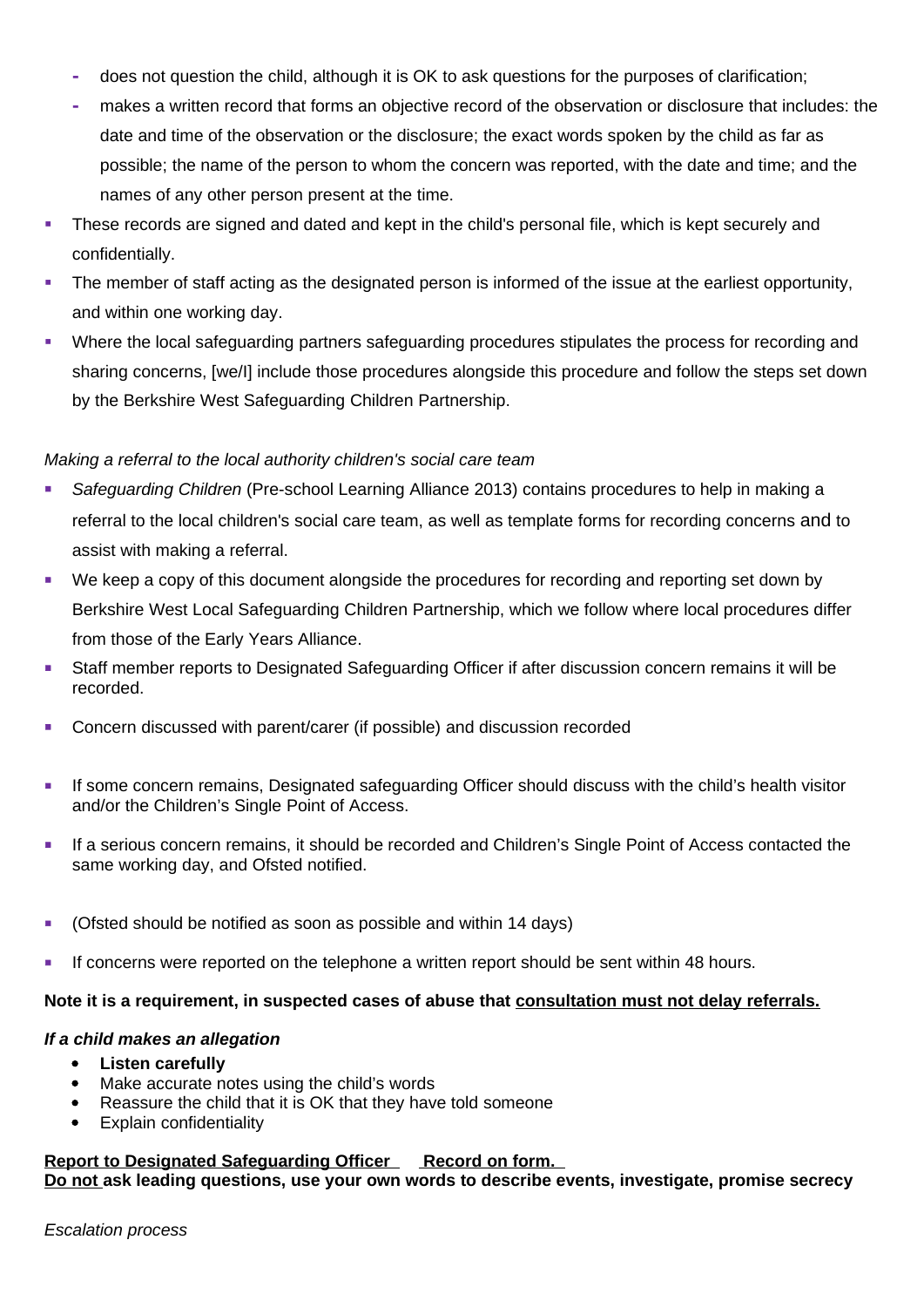- does not question the child, although it is OK to ask questions for the purposes of clarification;
  - makes a written record that forms an objective record of the observation or disclosure that includes: the date and time of the observation or the disclosure; the exact words spoken by the child as far as possible; the name of the person to whom the concern was reported, with the date and time; and the names of any other person present at the time.
- These records are signed and dated and kept in the child's personal file, which is kept securely and confidentially.
- The member of staff acting as the designated person is informed of the issue at the earliest opportunity, and within one working day.
- Where the local safeguarding partners safeguarding procedures stipulates the process for recording and sharing concerns, [we/I] include those procedures alongside this procedure and follow the steps set down by the Berkshire West Safeguarding Children Partnership.

*Making a referral to the local authority children's social care team*

- *Safeguarding Children* (Pre-school Learning Alliance 2013) contains procedures to help in making a referral to the local children's social care team, as well as template forms for recording concerns and to assist with making a referral.
- We keep a copy of this document alongside the procedures for recording and reporting set down by Berkshire West Local Safeguarding Children Partnership, which we follow where local procedures differ from those of the Early Years Alliance.
- Staff member reports to Designated Safeguarding Officer if after discussion concern remains it will be recorded.
- Concern discussed with parent/carer (if possible) and discussion recorded
- If some concern remains, Designated safeguarding Officer should discuss with the child's health visitor and/or the Children's Single Point of Access.
- If a serious concern remains, it should be recorded and Children's Single Point of Access contacted the same working day, and Ofsted notified.
- (Ofsted should be notified as soon as possible and within 14 days)
- If concerns were reported on the telephone a written report should be sent within 48 hours.

**Note it is a requirement, in suspected cases of abuse that <u>consultation must not delay referrals.</u>**

***If a child makes an allegation***

- **Listen carefully**
- Make accurate notes using the child's words
- Reassure the child that it is OK that they have told someone
- Explain confidentiality

**<u>Report to Designated Safeguarding Officer</u>   <u>Record on form.</u>**
**<u>Do not</u> ask leading questions, use your own words to describe events, investigate, promise secrecy**

*Escalation process*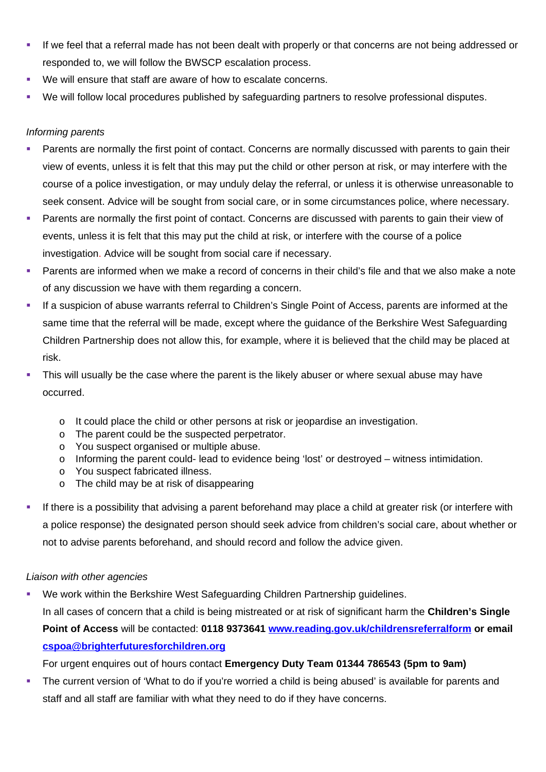- If we feel that a referral made has not been dealt with properly or that concerns are not being addressed or responded to, we will follow the BWSCP escalation process.
- We will ensure that staff are aware of how to escalate concerns.
- We will follow local procedures published by safeguarding partners to resolve professional disputes.

*Informing parents*

- Parents are normally the first point of contact. Concerns are normally discussed with parents to gain their view of events, unless it is felt that this may put the child or other person at risk, or may interfere with the course of a police investigation, or may unduly delay the referral, or unless it is otherwise unreasonable to seek consent. Advice will be sought from social care, or in some circumstances police, where necessary.
- Parents are normally the first point of contact. Concerns are discussed with parents to gain their view of events, unless it is felt that this may put the child at risk, or interfere with the course of a police investigation. Advice will be sought from social care if necessary.
- Parents are informed when we make a record of concerns in their child's file and that we also make a note of any discussion we have with them regarding a concern.
- If a suspicion of abuse warrants referral to Children's Single Point of Access, parents are informed at the same time that the referral will be made, except where the guidance of the Berkshire West Safeguarding Children Partnership does not allow this, for example, where it is believed that the child may be placed at risk.
- This will usually be the case where the parent is the likely abuser or where sexual abuse may have occurred.
    - It could place the child or other persons at risk or jeopardise an investigation.
    - The parent could be the suspected perpetrator.
    - You suspect organised or multiple abuse.
    - Informing the parent could- lead to evidence being 'lost' or destroyed – witness intimidation.
    - You suspect fabricated illness.
    - The child may be at risk of disappearing
- If there is a possibility that advising a parent beforehand may place a child at greater risk (or interfere with a police response) the designated person should seek advice from children's social care, about whether or not to advise parents beforehand, and should record and follow the advice given.

*Liaison with other agencies*

- We work within the Berkshire West Safeguarding Children Partnership guidelines.

  In all cases of concern that a child is being mistreated or at risk of significant harm the **Children's Single Point of Access** will be contacted: **0118 9373641 [www.reading.gov.uk/childrensreferralform](http://www.reading.gov.uk/childrensreferralform) or email [cspoa@brighterfuturesforchildren.org](mailto:cspoa@brighterfuturesforchildren.org)**

  For urgent enquires out of hours contact **Emergency Duty Team 01344 786543 (5pm to 9am)**
- The current version of 'What to do if you're worried a child is being abused' is available for parents and staff and all staff are familiar with what they need to do if they have concerns.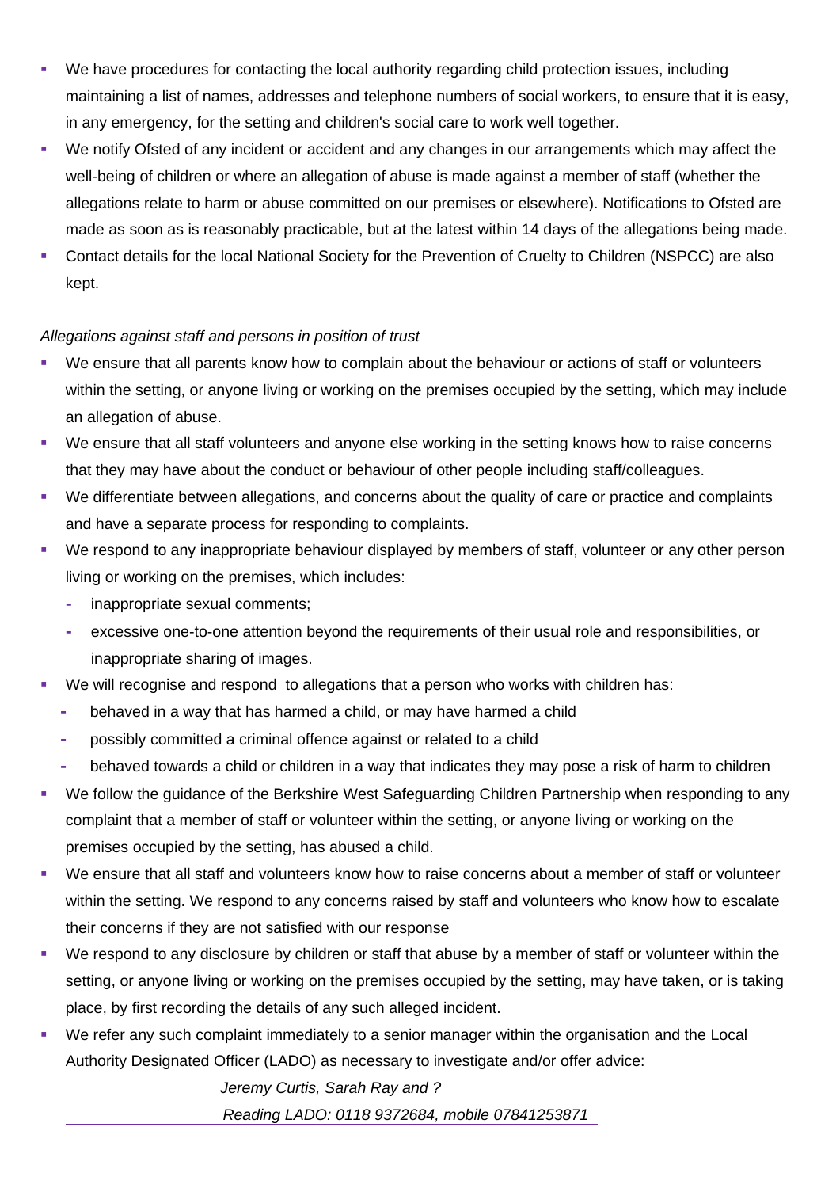- We have procedures for contacting the local authority regarding child protection issues, including maintaining a list of names, addresses and telephone numbers of social workers, to ensure that it is easy, in any emergency, for the setting and children's social care to work well together.
- We notify Ofsted of any incident or accident and any changes in our arrangements which may affect the well-being of children or where an allegation of abuse is made against a member of staff (whether the allegations relate to harm or abuse committed on our premises or elsewhere). Notifications to Ofsted are made as soon as is reasonably practicable, but at the latest within 14 days of the allegations being made.
- Contact details for the local National Society for the Prevention of Cruelty to Children (NSPCC) are also kept.

*Allegations against staff and persons in position of trust*

- We ensure that all parents know how to complain about the behaviour or actions of staff or volunteers within the setting, or anyone living or working on the premises occupied by the setting, which may include an allegation of abuse.
- We ensure that all staff volunteers and anyone else working in the setting knows how to raise concerns that they may have about the conduct or behaviour of other people including staff/colleagues.
- We differentiate between allegations, and concerns about the quality of care or practice and complaints and have a separate process for responding to complaints.
- We respond to any inappropriate behaviour displayed by members of staff, volunteer or any other person living or working on the premises, which includes:
  - inappropriate sexual comments;
  - excessive one-to-one attention beyond the requirements of their usual role and responsibilities, or inappropriate sharing of images.
- We will recognise and respond to allegations that a person who works with children has:
  - behaved in a way that has harmed a child, or may have harmed a child
  - possibly committed a criminal offence against or related to a child
  - behaved towards a child or children in a way that indicates they may pose a risk of harm to children
- We follow the guidance of the Berkshire West Safeguarding Children Partnership when responding to any complaint that a member of staff or volunteer within the setting, or anyone living or working on the premises occupied by the setting, has abused a child.
- We ensure that all staff and volunteers know how to raise concerns about a member of staff or volunteer within the setting. We respond to any concerns raised by staff and volunteers who know how to escalate their concerns if they are not satisfied with our response
- We respond to any disclosure by children or staff that abuse by a member of staff or volunteer within the setting, or anyone living or working on the premises occupied by the setting, may have taken, or is taking place, by first recording the details of any such alleged incident.
- We refer any such complaint immediately to a senior manager within the organisation and the Local Authority Designated Officer (LADO) as necessary to investigate and/or offer advice:

  *Jeremy Curtis, Sarah Ray and ?*

  *Reading LADO: 0118 9372684, mobile 07841253871*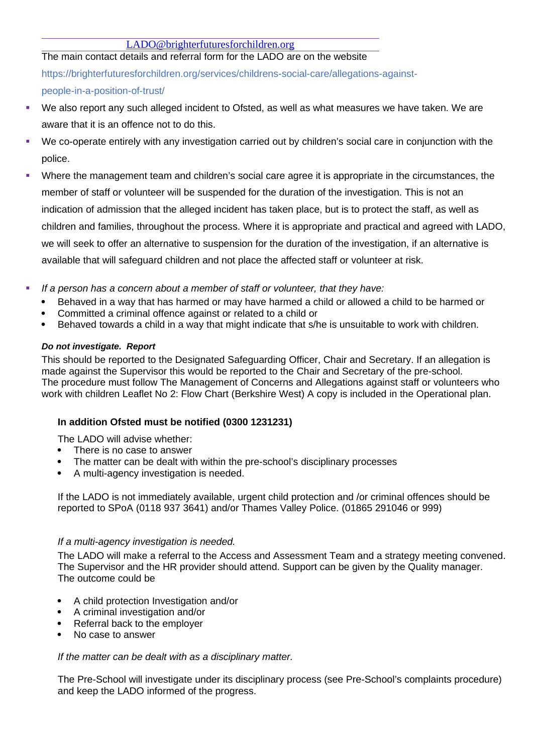LADO@brighterfuturesforchildren.org

The main contact details and referral form for the LADO are on the website https://brighterfuturesforchildren.org/services/childrens-social-care/allegations-against-people-in-a-position-of-trust/

- We also report any such alleged incident to Ofsted, as well as what measures we have taken. We are aware that it is an offence not to do this.
- We co-operate entirely with any investigation carried out by children's social care in conjunction with the police.
- Where the management team and children's social care agree it is appropriate in the circumstances, the member of staff or volunteer will be suspended for the duration of the investigation. This is not an indication of admission that the alleged incident has taken place, but is to protect the staff, as well as children and families, throughout the process. Where it is appropriate and practical and agreed with LADO, we will seek to offer an alternative to suspension for the duration of the investigation, if an alternative is available that will safeguard children and not place the affected staff or volunteer at risk.

- *If a person has a concern about a member of staff or volunteer, that they have:*
  - Behaved in a way that has harmed or may have harmed a child or allowed a child to be harmed or
  - Committed a criminal offence against or related to a child or
  - Behaved towards a child in a way that might indicate that s/he is unsuitable to work with children.

***Do not investigate. Report***

This should be reported to the Designated Safeguarding Officer, Chair and Secretary. If an allegation is made against the Supervisor this would be reported to the Chair and Secretary of the pre-school.
The procedure must follow The Management of Concerns and Allegations against staff or volunteers who work with children Leaflet No 2: Flow Chart (Berkshire West) A copy is included in the Operational plan.

**In addition Ofsted must be notified (0300 1231231)**

The LADO will advise whether:

- There is no case to answer
- The matter can be dealt with within the pre-school's disciplinary processes
- A multi-agency investigation is needed.

If the LADO is not immediately available, urgent child protection and /or criminal offences should be reported to SPoA (0118 937 3641) and/or Thames Valley Police. (01865 291046 or 999)

*If a multi-agency investigation is needed.*

The LADO will make a referral to the Access and Assessment Team and a strategy meeting convened. The Supervisor and the HR provider should attend. Support can be given by the Quality manager. The outcome could be

- A child protection Investigation and/or
- A criminal investigation and/or
- Referral back to the employer
- No case to answer

*If the matter can be dealt with as a disciplinary matter.*

The Pre-School will investigate under its disciplinary process (see Pre-School's complaints procedure) and keep the LADO informed of the progress.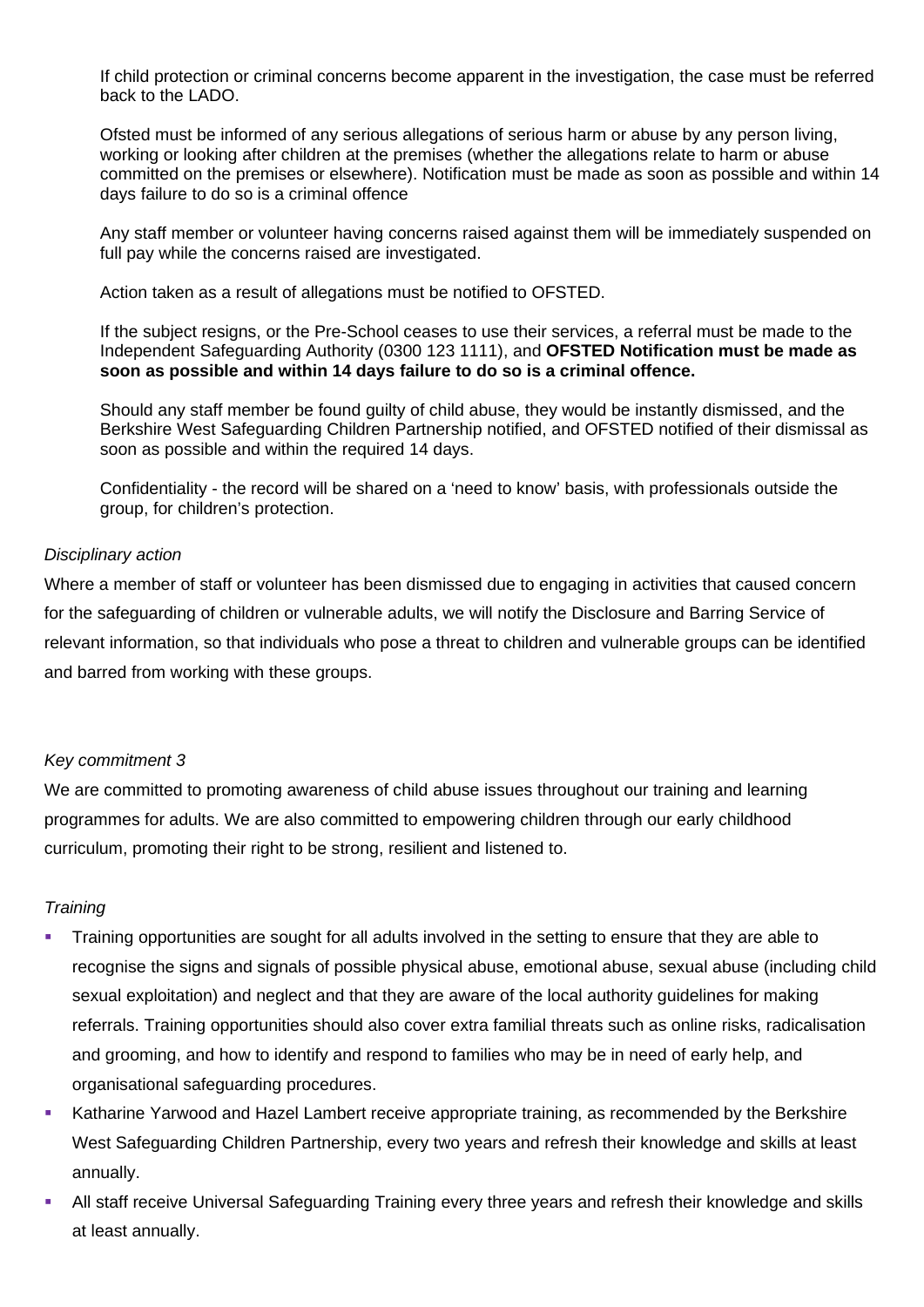If child protection or criminal concerns become apparent in the investigation, the case must be referred back to the LADO.

Ofsted must be informed of any serious allegations of serious harm or abuse by any person living, working or looking after children at the premises (whether the allegations relate to harm or abuse committed on the premises or elsewhere). Notification must be made as soon as possible and within 14 days failure to do so is a criminal offence

Any staff member or volunteer having concerns raised against them will be immediately suspended on full pay while the concerns raised are investigated.

Action taken as a result of allegations must be notified to OFSTED.

If the subject resigns, or the Pre-School ceases to use their services, a referral must be made to the Independent Safeguarding Authority (0300 123 1111), and **OFSTED Notification must be made as soon as possible and within 14 days failure to do so is a criminal offence.**

Should any staff member be found guilty of child abuse, they would be instantly dismissed, and the Berkshire West Safeguarding Children Partnership notified, and OFSTED notified of their dismissal as soon as possible and within the required 14 days.

Confidentiality - the record will be shared on a 'need to know' basis, with professionals outside the group, for children's protection.

*Disciplinary action*

Where a member of staff or volunteer has been dismissed due to engaging in activities that caused concern for the safeguarding of children or vulnerable adults, we will notify the Disclosure and Barring Service of relevant information, so that individuals who pose a threat to children and vulnerable groups can be identified and barred from working with these groups.

*Key commitment 3*

We are committed to promoting awareness of child abuse issues throughout our training and learning programmes for adults. We are also committed to empowering children through our early childhood curriculum, promoting their right to be strong, resilient and listened to.

*Training*

- Training opportunities are sought for all adults involved in the setting to ensure that they are able to recognise the signs and signals of possible physical abuse, emotional abuse, sexual abuse (including child sexual exploitation) and neglect and that they are aware of the local authority guidelines for making referrals. Training opportunities should also cover extra familial threats such as online risks, radicalisation and grooming, and how to identify and respond to families who may be in need of early help, and organisational safeguarding procedures.
- Katharine Yarwood and Hazel Lambert receive appropriate training, as recommended by the Berkshire West Safeguarding Children Partnership, every two years and refresh their knowledge and skills at least annually.
- All staff receive Universal Safeguarding Training every three years and refresh their knowledge and skills at least annually.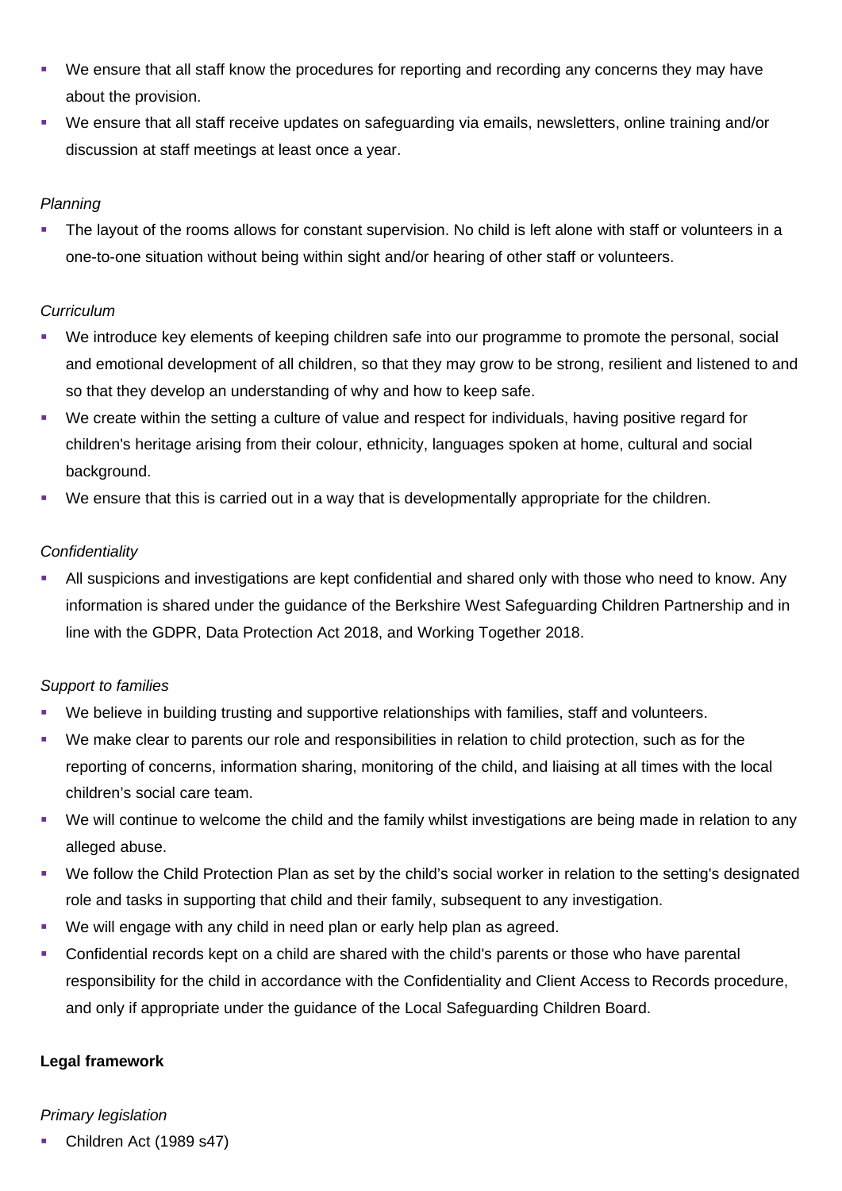- We ensure that all staff know the procedures for reporting and recording any concerns they may have about the provision.
- We ensure that all staff receive updates on safeguarding via emails, newsletters, online training and/or discussion at staff meetings at least once a year.

*Planning*

- The layout of the rooms allows for constant supervision. No child is left alone with staff or volunteers in a one-to-one situation without being within sight and/or hearing of other staff or volunteers.

*Curriculum*

- We introduce key elements of keeping children safe into our programme to promote the personal, social and emotional development of all children, so that they may grow to be strong, resilient and listened to and so that they develop an understanding of why and how to keep safe.
- We create within the setting a culture of value and respect for individuals, having positive regard for children's heritage arising from their colour, ethnicity, languages spoken at home, cultural and social background.
- We ensure that this is carried out in a way that is developmentally appropriate for the children.

*Confidentiality*

- All suspicions and investigations are kept confidential and shared only with those who need to know. Any information is shared under the guidance of the Berkshire West Safeguarding Children Partnership and in line with the GDPR, Data Protection Act 2018, and Working Together 2018.

*Support to families*

- We believe in building trusting and supportive relationships with families, staff and volunteers.
- We make clear to parents our role and responsibilities in relation to child protection, such as for the reporting of concerns, information sharing, monitoring of the child, and liaising at all times with the local children's social care team.
- We will continue to welcome the child and the family whilst investigations are being made in relation to any alleged abuse.
- We follow the Child Protection Plan as set by the child's social worker in relation to the setting's designated role and tasks in supporting that child and their family, subsequent to any investigation.
- We will engage with any child in need plan or early help plan as agreed.
- Confidential records kept on a child are shared with the child's parents or those who have parental responsibility for the child in accordance with the Confidentiality and Client Access to Records procedure, and only if appropriate under the guidance of the Local Safeguarding Children Board.

**Legal framework**

*Primary legislation*

- Children Act (1989 s47)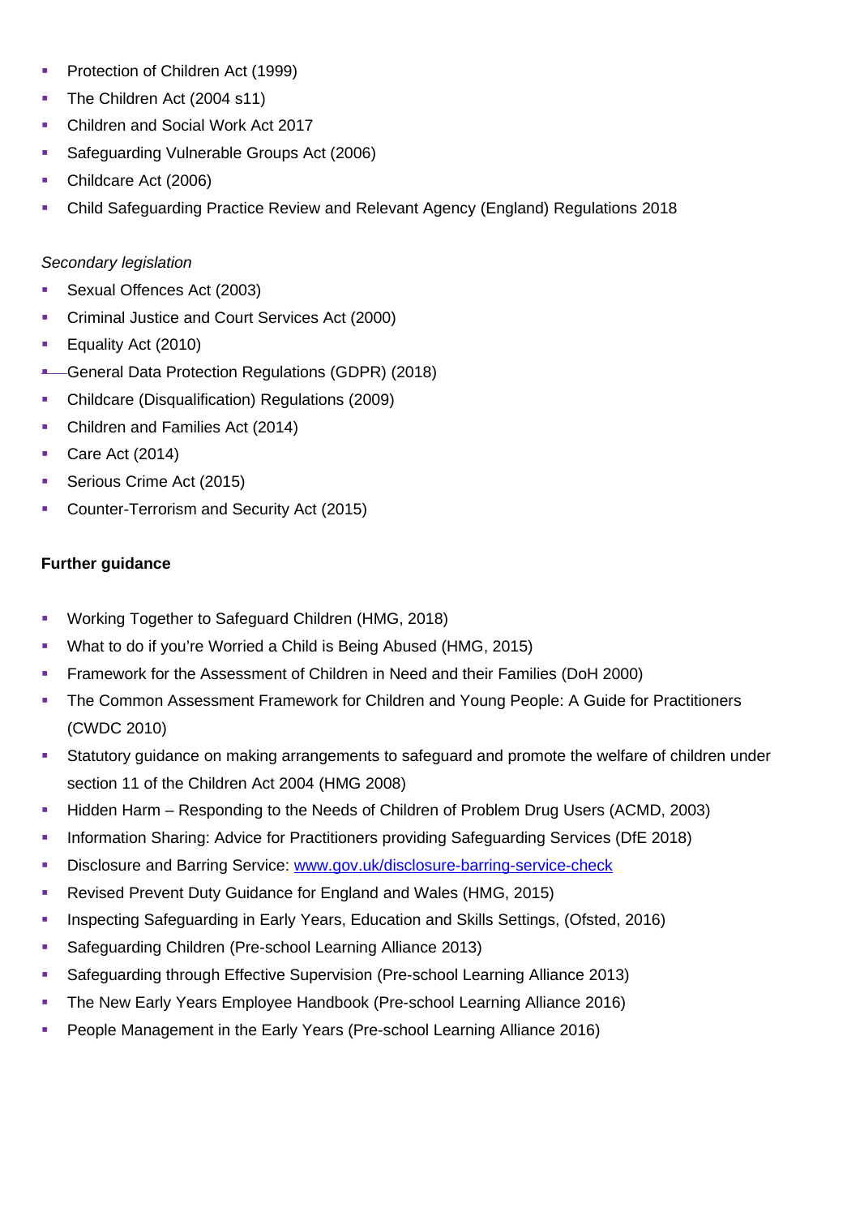- Protection of Children Act (1999)
- The Children Act (2004 s11)
- Children and Social Work Act 2017
- Safeguarding Vulnerable Groups Act (2006)
- Childcare Act (2006)
- Child Safeguarding Practice Review and Relevant Agency (England) Regulations 2018

*Secondary legislation*

- Sexual Offences Act (2003)
- Criminal Justice and Court Services Act (2000)
- Equality Act (2010)
- General Data Protection Regulations (GDPR) (2018)
- Childcare (Disqualification) Regulations (2009)
- Children and Families Act (2014)
- Care Act (2014)
- Serious Crime Act (2015)
- Counter-Terrorism and Security Act (2015)

**Further guidance**

- Working Together to Safeguard Children (HMG, 2018)
- What to do if you're Worried a Child is Being Abused (HMG, 2015)
- Framework for the Assessment of Children in Need and their Families (DoH 2000)
- The Common Assessment Framework for Children and Young People: A Guide for Practitioners (CWDC 2010)
- Statutory guidance on making arrangements to safeguard and promote the welfare of children under section 11 of the Children Act 2004 (HMG 2008)
- Hidden Harm – Responding to the Needs of Children of Problem Drug Users (ACMD, 2003)
- Information Sharing: Advice for Practitioners providing Safeguarding Services (DfE 2018)
- Disclosure and Barring Service: [www.gov.uk/disclosure-barring-service-check](http://www.gov.uk/disclosure-barring-service-check)
- Revised Prevent Duty Guidance for England and Wales (HMG, 2015)
- Inspecting Safeguarding in Early Years, Education and Skills Settings, (Ofsted, 2016)
- Safeguarding Children (Pre-school Learning Alliance 2013)
- Safeguarding through Effective Supervision (Pre-school Learning Alliance 2013)
- The New Early Years Employee Handbook (Pre-school Learning Alliance 2016)
- People Management in the Early Years (Pre-school Learning Alliance 2016)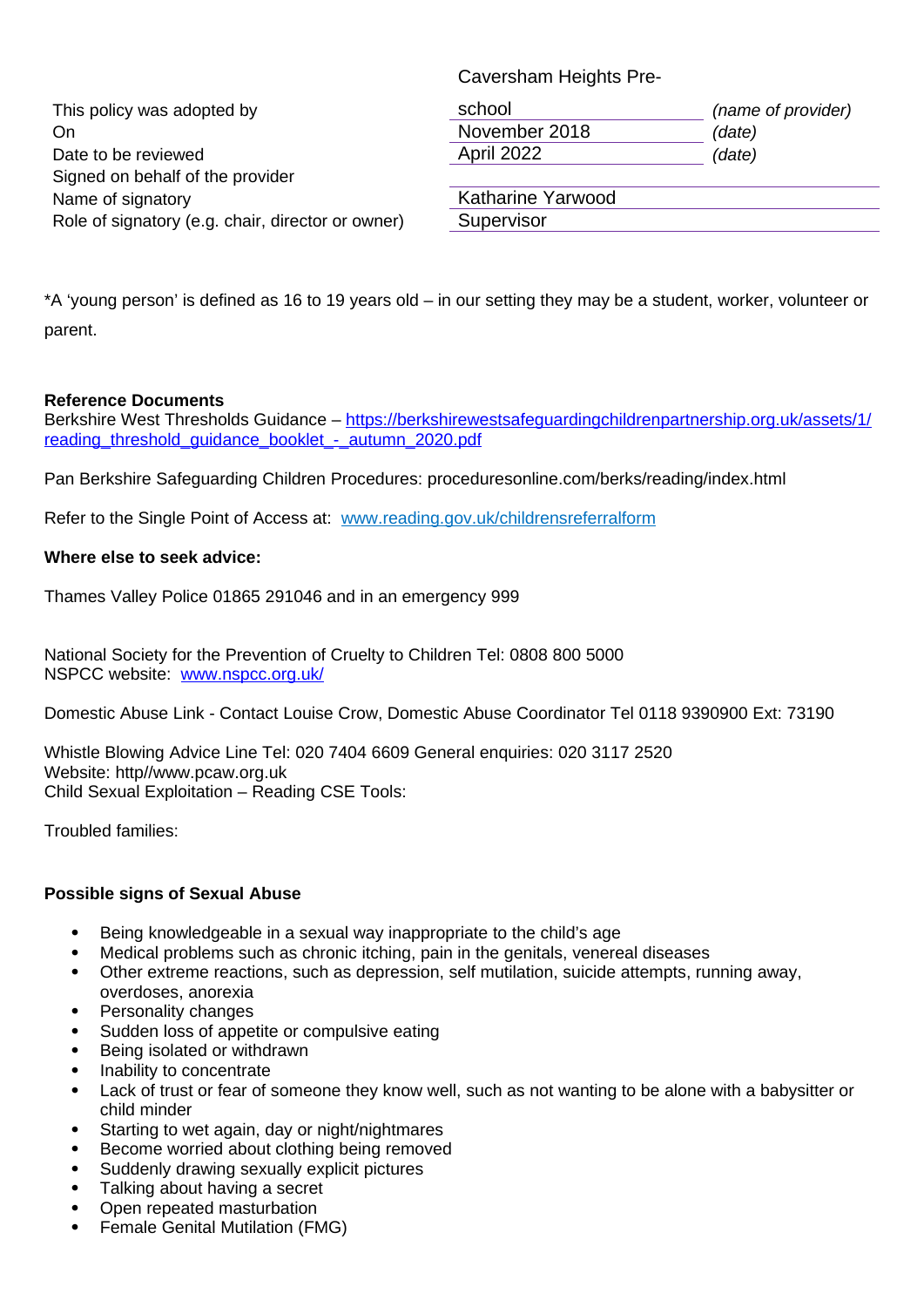| This policy was adopted by | Caversham Heights Pre-school | (name of provider) |
|---|---|---|
| On | November 2018 | (date) |
| Date to be reviewed | April 2022 | (date) |
| Signed on behalf of the provider | | |
| Name of signatory | Katharine Yarwood | |
| Role of signatory (e.g. chair, director or owner) | Supervisor | |

*A 'young person' is defined as 16 to 19 years old – in our setting they may be a student, worker, volunteer or parent.

**Reference Documents**
Berkshire West Thresholds Guidance – [https://berkshirewestsafeguardingchildrenpartnership.org.uk/assets/1/reading_threshold_guidance_booklet_-_autumn_2020.pdf](https://berkshirewestsafeguardingchildrenpartnership.org.uk/assets/1/reading_threshold_guidance_booklet_-_autumn_2020.pdf)

Pan Berkshire Safeguarding Children Procedures: proceduresonline.com/berks/reading/index.html

Refer to the Single Point of Access at: [www.reading.gov.uk/childrensreferralform](www.reading.gov.uk/childrensreferralform)

**Where else to seek advice:**

Thames Valley Police 01865 291046 and in an emergency 999

National Society for the Prevention of Cruelty to Children Tel: 0808 800 5000
NSPCC website: [www.nspcc.org.uk/](www.nspcc.org.uk/)

Domestic Abuse Link - Contact Louise Crow, Domestic Abuse Coordinator Tel 0118 9390900 Ext: 73190

Whistle Blowing Advice Line Tel: 020 7404 6609 General enquiries: 020 3117 2520
Website: http//www.pcaw.org.uk
Child Sexual Exploitation – Reading CSE Tools:

Troubled families:

**Possible signs of Sexual Abuse**

- Being knowledgeable in a sexual way inappropriate to the child's age
- Medical problems such as chronic itching, pain in the genitals, venereal diseases
- Other extreme reactions, such as depression, self mutilation, suicide attempts, running away, overdoses, anorexia
- Personality changes
- Sudden loss of appetite or compulsive eating
- Being isolated or withdrawn
- Inability to concentrate
- Lack of trust or fear of someone they know well, such as not wanting to be alone with a babysitter or child minder
- Starting to wet again, day or night/nightmares
- Become worried about clothing being removed
- Suddenly drawing sexually explicit pictures
- Talking about having a secret
- Open repeated masturbation
- Female Genital Mutilation (FMG)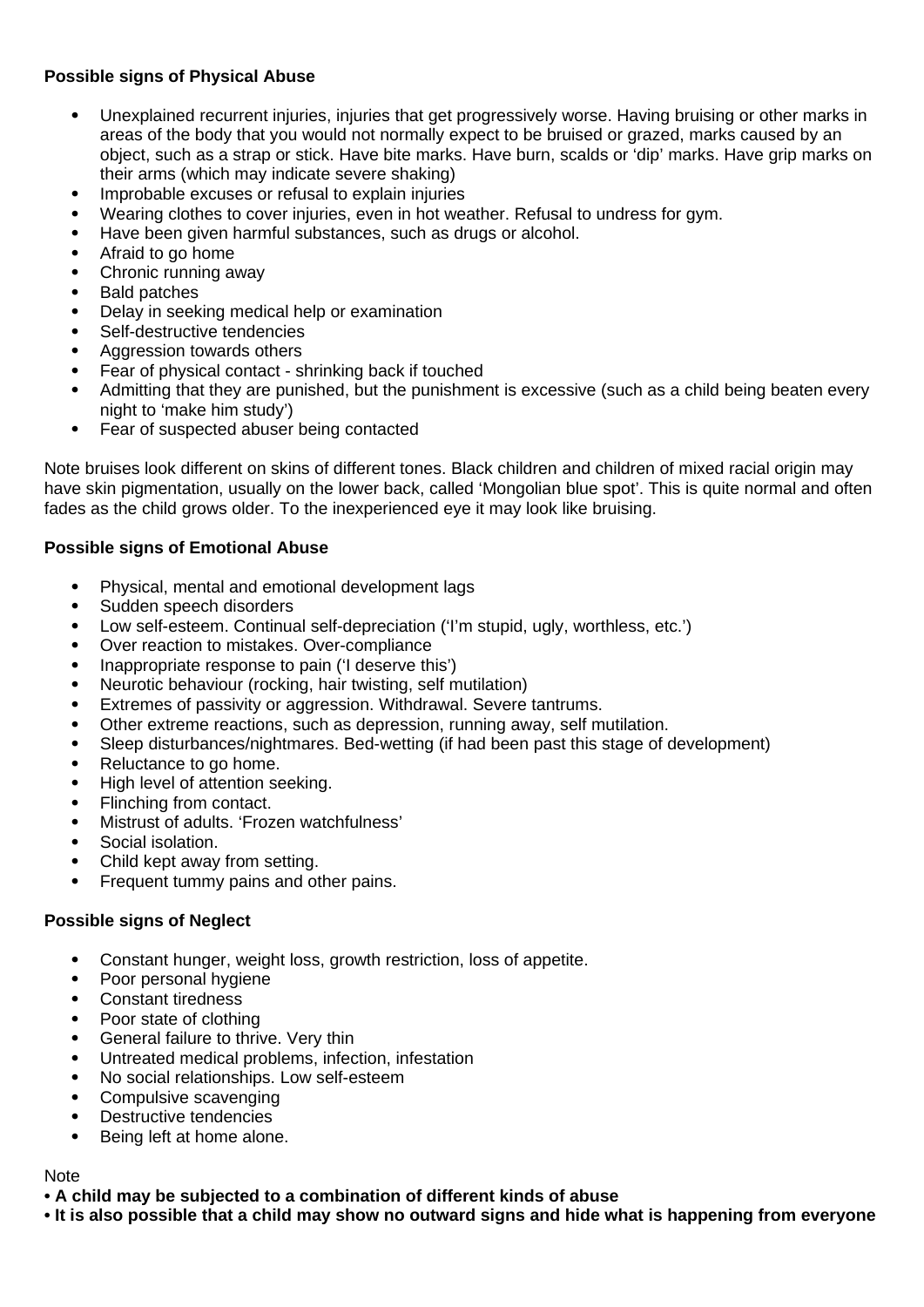**Possible signs of Physical Abuse**

- Unexplained recurrent injuries, injuries that get progressively worse. Having bruising or other marks in areas of the body that you would not normally expect to be bruised or grazed, marks caused by an object, such as a strap or stick. Have bite marks. Have burn, scalds or 'dip' marks. Have grip marks on their arms (which may indicate severe shaking)
- Improbable excuses or refusal to explain injuries
- Wearing clothes to cover injuries, even in hot weather. Refusal to undress for gym.
- Have been given harmful substances, such as drugs or alcohol.
- Afraid to go home
- Chronic running away
- Bald patches
- Delay in seeking medical help or examination
- Self-destructive tendencies
- Aggression towards others
- Fear of physical contact - shrinking back if touched
- Admitting that they are punished, but the punishment is excessive (such as a child being beaten every night to 'make him study')
- Fear of suspected abuser being contacted

Note bruises look different on skins of different tones. Black children and children of mixed racial origin may have skin pigmentation, usually on the lower back, called 'Mongolian blue spot'. This is quite normal and often fades as the child grows older. To the inexperienced eye it may look like bruising.

**Possible signs of Emotional Abuse**

- Physical, mental and emotional development lags
- Sudden speech disorders
- Low self-esteem. Continual self-depreciation ('I'm stupid, ugly, worthless, etc.')
- Over reaction to mistakes. Over-compliance
- Inappropriate response to pain ('I deserve this')
- Neurotic behaviour (rocking, hair twisting, self mutilation)
- Extremes of passivity or aggression. Withdrawal. Severe tantrums.
- Other extreme reactions, such as depression, running away, self mutilation.
- Sleep disturbances/nightmares. Bed-wetting (if had been past this stage of development)
- Reluctance to go home.
- High level of attention seeking.
- Flinching from contact.
- Mistrust of adults. 'Frozen watchfulness'
- Social isolation.
- Child kept away from setting.
- Frequent tummy pains and other pains.

**Possible signs of Neglect**

- Constant hunger, weight loss, growth restriction, loss of appetite.
- Poor personal hygiene
- Constant tiredness
- Poor state of clothing
- General failure to thrive. Very thin
- Untreated medical problems, infection, infestation
- No social relationships. Low self-esteem
- Compulsive scavenging
- Destructive tendencies
- Being left at home alone.

Note

- **A child may be subjected to a combination of different kinds of abuse**
- **It is also possible that a child may show no outward signs and hide what is happening from everyone**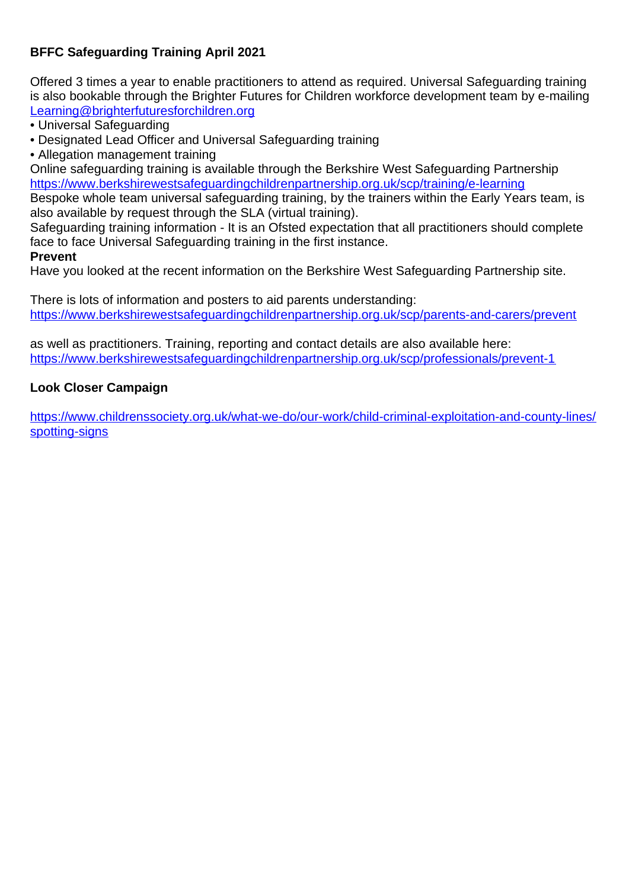**BFFC Safeguarding Training April 2021**

Offered 3 times a year to enable practitioners to attend as required. Universal Safeguarding training is also bookable through the Brighter Futures for Children workforce development team by e-mailing Learning@brighterfuturesforchildren.org

- Universal Safeguarding
- Designated Lead Officer and Universal Safeguarding training
- Allegation management training

Online safeguarding training is available through the Berkshire West Safeguarding Partnership https://www.berkshirewestsafeguardingchildrenpartnership.org.uk/scp/training/e-learning

Bespoke whole team universal safeguarding training, by the trainers within the Early Years team, is also available by request through the SLA (virtual training).

Safeguarding training information - It is an Ofsted expectation that all practitioners should complete face to face Universal Safeguarding training in the first instance.

**Prevent**

Have you looked at the recent information on the Berkshire West Safeguarding Partnership site.

There is lots of information and posters to aid parents understanding: https://www.berkshirewestsafeguardingchildrenpartnership.org.uk/scp/parents-and-carers/prevent

as well as practitioners. Training, reporting and contact details are also available here: https://www.berkshirewestsafeguardingchildrenpartnership.org.uk/scp/professionals/prevent-1

**Look Closer Campaign**

https://www.childrenssociety.org.uk/what-we-do/our-work/child-criminal-exploitation-and-county-lines/spotting-signs